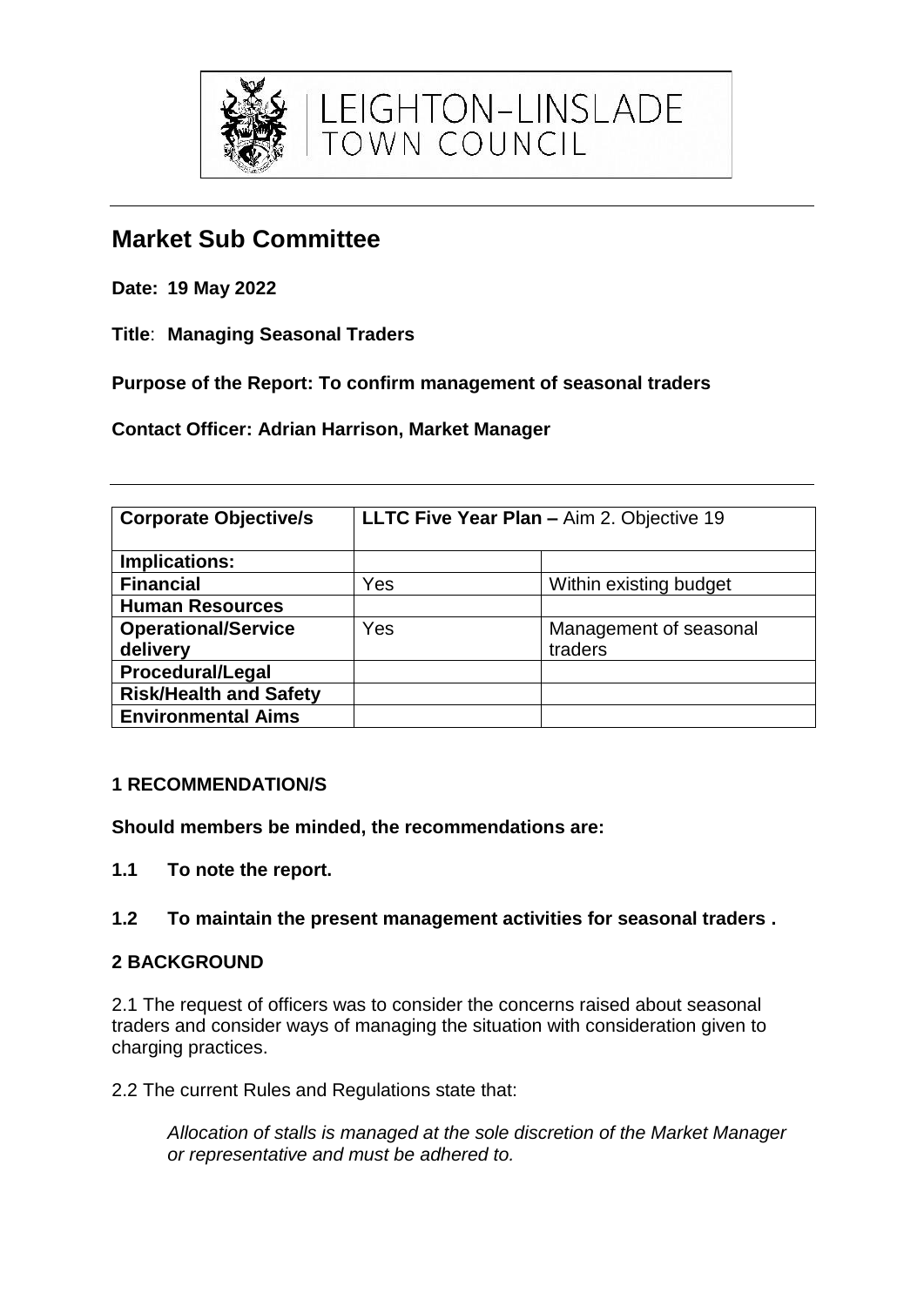LEIGHTON-LINSLADE TOWN COUNCIL

# Market Sub Committee

**Date: 19 May 2022**

**Title**: **Managing Seasonal Traders**

**Purpose of the Report: To confirm management of seasonal traders**

**Contact Officer: Adrian Harrison, Market Manager**

| **Corporate Objective/s** | **LLTC Five Year Plan –** Aim 2. Objective 19 | |
|---|---|---|
| **Implications:** | | |
| **Financial** | Yes | Within existing budget |
| **Human Resources** | | |
| **Operational/Service delivery** | Yes | Management of seasonal traders |
| **Procedural/Legal** | | |
| **Risk/Health and Safety** | | |
| **Environmental Aims** | | |

## 1 RECOMMENDATION/S

**Should members be minded, the recommendations are:**

**1.1 To note the report.**

**1.2 To maintain the present management activities for seasonal traders .**

## 2 BACKGROUND

2.1 The request of officers was to consider the concerns raised about seasonal traders and consider ways of managing the situation with consideration given to charging practices.

2.2 The current Rules and Regulations state that:

> *Allocation of stalls is managed at the sole discretion of the Market Manager or representative and must be adhered to.*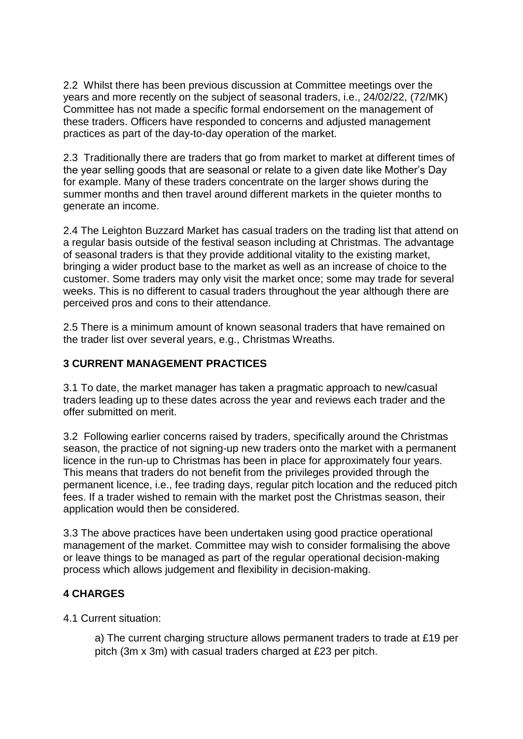2.2 Whilst there has been previous discussion at Committee meetings over the years and more recently on the subject of seasonal traders, i.e., 24/02/22, (72/MK) Committee has not made a specific formal endorsement on the management of these traders. Officers have responded to concerns and adjusted management practices as part of the day-to-day operation of the market.

2.3 Traditionally there are traders that go from market to market at different times of the year selling goods that are seasonal or relate to a given date like Mother's Day for example. Many of these traders concentrate on the larger shows during the summer months and then travel around different markets in the quieter months to generate an income.

2.4 The Leighton Buzzard Market has casual traders on the trading list that attend on a regular basis outside of the festival season including at Christmas. The advantage of seasonal traders is that they provide additional vitality to the existing market, bringing a wider product base to the market as well as an increase of choice to the customer. Some traders may only visit the market once; some may trade for several weeks. This is no different to casual traders throughout the year although there are perceived pros and cons to their attendance.

2.5 There is a minimum amount of known seasonal traders that have remained on the trader list over several years, e.g., Christmas Wreaths.

## 3 CURRENT MANAGEMENT PRACTICES

3.1 To date, the market manager has taken a pragmatic approach to new/casual traders leading up to these dates across the year and reviews each trader and the offer submitted on merit.

3.2 Following earlier concerns raised by traders, specifically around the Christmas season, the practice of not signing-up new traders onto the market with a permanent licence in the run-up to Christmas has been in place for approximately four years. This means that traders do not benefit from the privileges provided through the permanent licence, i.e., fee trading days, regular pitch location and the reduced pitch fees. If a trader wished to remain with the market post the Christmas season, their application would then be considered.

3.3 The above practices have been undertaken using good practice operational management of the market. Committee may wish to consider formalising the above or leave things to be managed as part of the regular operational decision-making process which allows judgement and flexibility in decision-making.

## 4 CHARGES

4.1 Current situation:

a) The current charging structure allows permanent traders to trade at £19 per pitch (3m x 3m) with casual traders charged at £23 per pitch.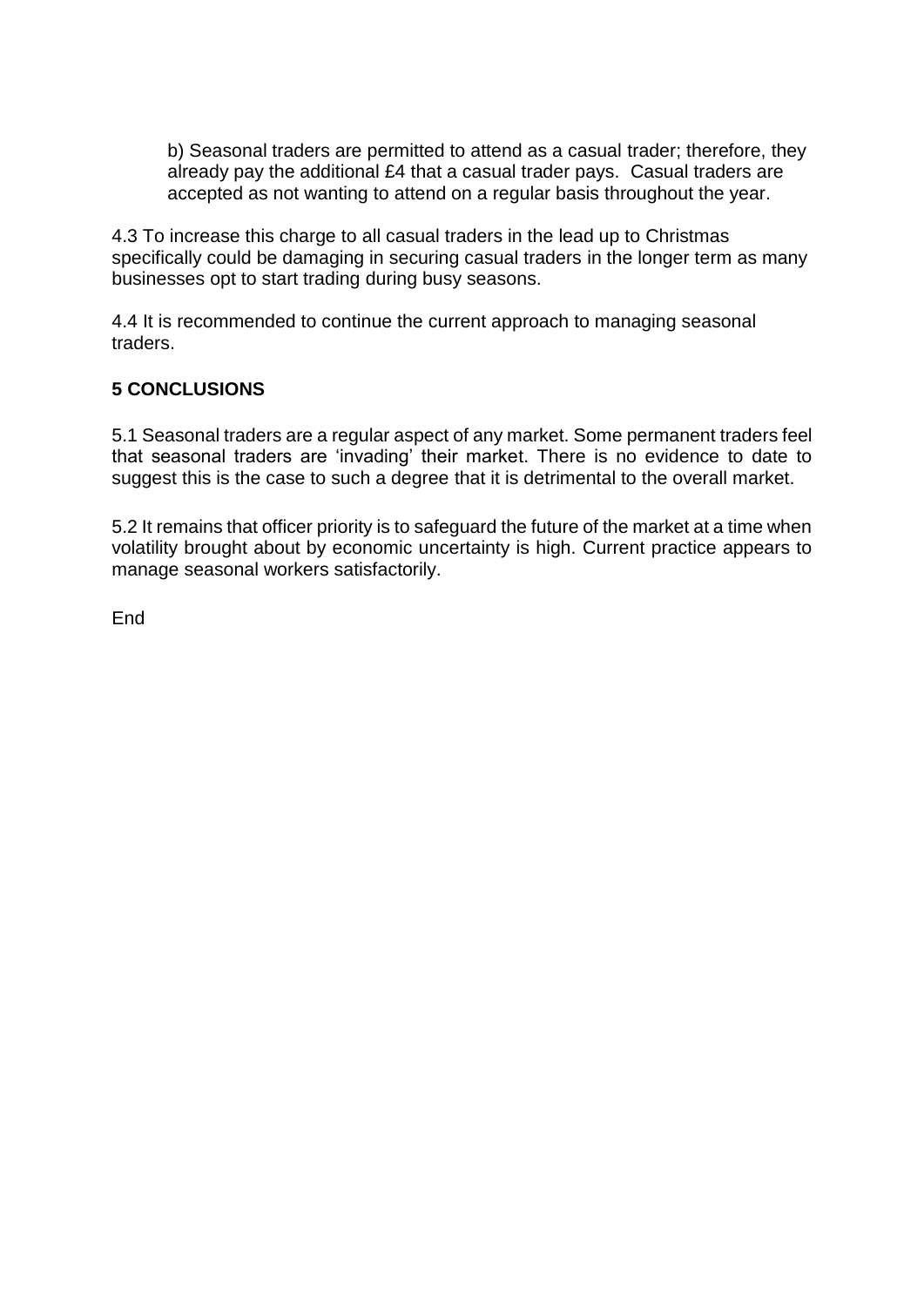b) Seasonal traders are permitted to attend as a casual trader; therefore, they already pay the additional £4 that a casual trader pays. Casual traders are accepted as not wanting to attend on a regular basis throughout the year.

4.3 To increase this charge to all casual traders in the lead up to Christmas specifically could be damaging in securing casual traders in the longer term as many businesses opt to start trading during busy seasons.

4.4 It is recommended to continue the current approach to managing seasonal traders.

## 5 CONCLUSIONS

5.1 Seasonal traders are a regular aspect of any market. Some permanent traders feel that seasonal traders are 'invading' their market. There is no evidence to date to suggest this is the case to such a degree that it is detrimental to the overall market.

5.2 It remains that officer priority is to safeguard the future of the market at a time when volatility brought about by economic uncertainty is high. Current practice appears to manage seasonal workers satisfactorily.

End